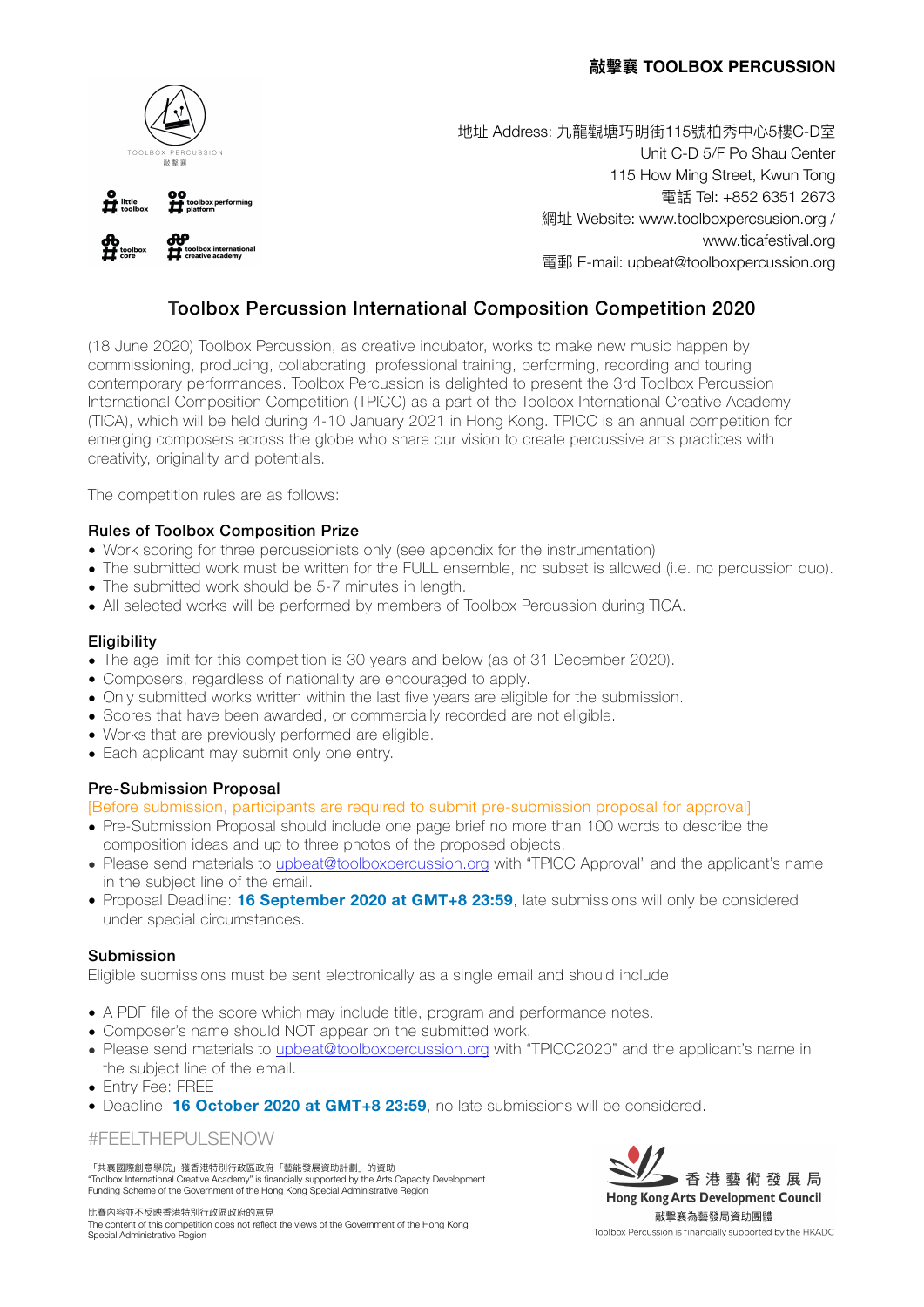**敲擊襄 TOOLBOX PERCUSSION**

地址 Address: 九龍觀塘巧明街115號柏秀中心5樓C-D室
Unit C-D 5/F Po Shau Center
115 How Ming Street, Kwun Tong
電話 Tel: +852 6351 2673
網址 Website: www.toolboxpercsusion.org /
www.ticafestival.org
電郵 E-mail: upbeat@toolboxpercussion.org

## Toolbox Percussion International Composition Competition 2020

(18 June 2020) Toolbox Percussion, as creative incubator, works to make new music happen by commissioning, producing, collaborating, professional training, performing, recording and touring contemporary performances. Toolbox Percussion is delighted to present the 3rd Toolbox Percussion International Composition Competition (TPICC) as a part of the Toolbox International Creative Academy (TICA), which will be held during 4-10 January 2021 in Hong Kong. TPICC is an annual competition for emerging composers across the globe who share our vision to create percussive arts practices with creativity, originality and potentials.

The competition rules are as follows:

### Rules of Toolbox Composition Prize

- Work scoring for three percussionists only (see appendix for the instrumentation).
- The submitted work must be written for the FULL ensemble, no subset is allowed (i.e. no percussion duo).
- The submitted work should be 5-7 minutes in length.
- All selected works will be performed by members of Toolbox Percussion during TICA.

### Eligibility

- The age limit for this competition is 30 years and below (as of 31 December 2020).
- Composers, regardless of nationality are encouraged to apply.
- Only submitted works written within the last five years are eligible for the submission.
- Scores that have been awarded, or commercially recorded are not eligible.
- Works that are previously performed are eligible.
- Each applicant may submit only one entry.

### Pre-Submission Proposal

[Before submission, participants are required to submit pre-submission proposal for approval]

- Pre-Submission Proposal should include one page brief no more than 100 words to describe the composition ideas and up to three photos of the proposed objects.
- Please send materials to upbeat@toolboxpercussion.org with "TPICC Approval" and the applicant's name in the subject line of the email.
- Proposal Deadline: **16 September 2020 at GMT+8 23:59**, late submissions will only be considered under special circumstances.

### Submission

Eligible submissions must be sent electronically as a single email and should include:

- A PDF file of the score which may include title, program and performance notes.
- Composer's name should NOT appear on the submitted work.
- Please send materials to upbeat@toolboxpercussion.org with "TPICC2020" and the applicant's name in the subject line of the email.
- Entry Fee: FREE
- Deadline: **16 October 2020 at GMT+8 23:59**, no late submissions will be considered.

#FEELTHEPULSENOW

「共襄國際創意學院」獲香港特別行政區政府「藝能發展資助計劃」的資助
"Toolbox International Creative Academy" is financially supported by the Arts Capacity Development Funding Scheme of the Government of the Hong Kong Special Administrative Region

比賽內容並不反映香港特別行政區政府的意見
The content of this competition does not reflect the views of the Government of the Hong Kong Special Administrative Region

香港藝術發展局
Hong Kong Arts Development Council
敲擊襄為藝發局資助團體
Toolbox Percussion is financially supported by the HKADC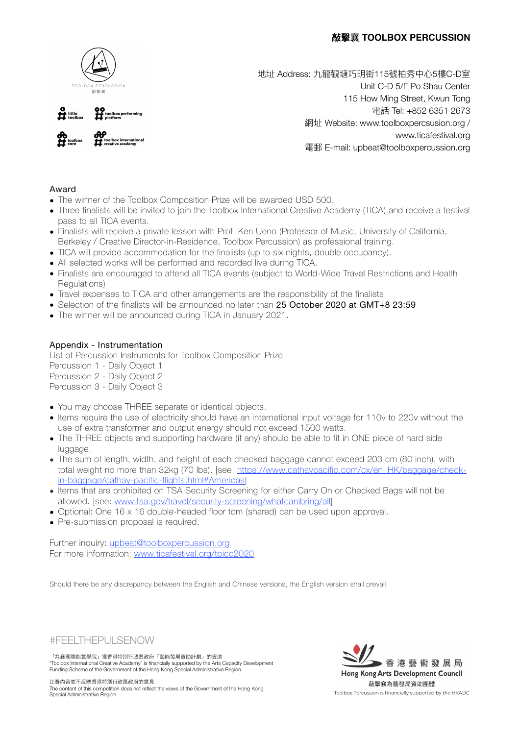**敲擊襄 TOOLBOX PERCUSSION**

地址 Address: 九龍觀塘巧明街115號柏秀中心5樓C-D室
Unit C-D 5/F Po Shau Center
115 How Ming Street, Kwun Tong
電話 Tel: +852 6351 2673
網址 Website: www.toolboxpercsusion.org /
www.ticafestival.org
電郵 E-mail: upbeat@toolboxpercussion.org

## Award

- The winner of the Toolbox Composition Prize will be awarded USD 500.
- Three finalists will be invited to join the Toolbox International Creative Academy (TICA) and receive a festival pass to all TICA events.
- Finalists will receive a private lesson with Prof. Ken Ueno (Professor of Music, University of California, Berkeley / Creative Director-in-Residence, Toolbox Percussion) as professional training.
- TICA will provide accommodation for the finalists (up to six nights, double occupancy).
- All selected works will be performed and recorded live during TICA.
- Finalists are encouraged to attend all TICA events (subject to World-Wide Travel Restrictions and Health Regulations)
- Travel expenses to TICA and other arrangements are the responsibility of the finalists.
- Selection of the finalists will be announced no later than 25 October 2020 at GMT+8 23:59
- The winner will be announced during TICA in January 2021.

## Appendix - Instrumentation

List of Percussion Instruments for Toolbox Composition Prize
Percussion 1 - Daily Object 1
Percussion 2 - Daily Object 2
Percussion 3 - Daily Object 3

- You may choose THREE separate or identical objects.
- Items require the use of electricity should have an international input voltage for 110v to 220v without the use of extra transformer and output energy should not exceed 1500 watts.
- The THREE objects and supporting hardware (if any) should be able to fit in ONE piece of hard side luggage.
- The sum of length, width, and height of each checked baggage cannot exceed 203 cm (80 inch), with total weight no more than 32kg (70 lbs). [see: https://www.cathaypacific.com/cx/en_HK/baggage/check-in-baggage/cathay-pacific-flights.html#Americas]
- Items that are prohibited on TSA Security Screening for either Carry On or Checked Bags will not be allowed. [see: www.tsa.gov/travel/security-screening/whatcanibring/all]
- Optional: One 16 x 16 double-headed floor tom (shared) can be used upon approval.
- Pre-submission proposal is required.

Further inquiry: upbeat@toolboxpercussion.org
For more information: www.ticafestival.org/tpicc2020

Should there be any discrepancy between the English and Chinese versions, the English version shall prevail.

#FEELTHEPULSENOW

「共襄國際創意學院」獲香港特別行政區政府「藝能發展資助計劃」的資助
"Toolbox International Creative Academy" is financially supported by the Arts Capacity Development Funding Scheme of the Government of the Hong Kong Special Administrative Region

比賽內容並不反映香港特別行政區政府的意見
The content of this competition does not reflect the views of the Government of the Hong Kong Special Administrative Region

香港藝術發展局
Hong Kong Arts Development Council
敲擊襄為藝發局資助團體
Toolbox Percussion is financially supported by the HKADC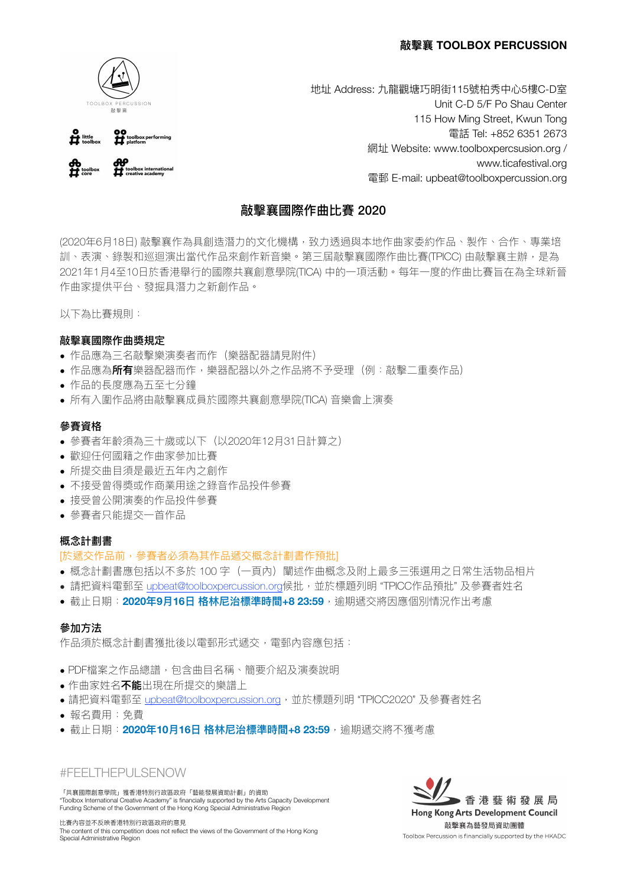**敲擊襄 TOOLBOX PERCUSSION**

地址 Address: 九龍觀塘巧明街115號柏秀中心5樓C-D室
Unit C-D 5/F Po Shau Center
115 How Ming Street, Kwun Tong
電話 Tel: +852 6351 2673
網址 Website: www.toolboxpercsusion.org / www.ticafestival.org
電郵 E-mail: upbeat@toolboxpercussion.org

## 敲擊襄國際作曲比賽 2020

(2020年6月18日) 敲擊襄作為具創造潛力的文化機構，致力透過與本地作曲家委約作品、製作、合作、專業培訓、表演、錄製和巡迴演出當代作品來創作新音樂。第三屆敲擊襄國際作曲比賽(TPICC) 由敲擊襄主辦，是為2021年1月4至10日於香港舉行的國際共襄創意學院(TICA) 中的一項活動。每年一度的作曲比賽旨在為全球新晉作曲家提供平台、發掘具潛力之新創作品。

以下為比賽規則：

### 敲擊襄國際作曲獎規定

- 作品應為三名敲擊樂演奏者而作（樂器配器請見附件）
- 作品應為**所有**樂器配器而作，樂器配器以外之作品將不予受理（例：敲擊二重奏作品）
- 作品的長度應為五至七分鐘
- 所有入圍作品將由敲擊襄成員於國際共襄創意學院(TICA) 音樂會上演奏

### 參賽資格

- 參賽者年齡須為三十歲或以下（以2020年12月31日計算之）
- 歡迎任何國籍之作曲家參加比賽
- 所提交曲目須是最近五年內之創作
- 不接受曾得獎或作商業用途之錄音作品投件參賽
- 接受曾公開演奏的作品投件參賽
- 參賽者只能提交一首作品

### 概念計劃書

[於遞交作品前，參賽者必須為其作品遞交概念計劃書作預批]

- 概念計劃書應包括以不多於 100 字（一頁內）闡述作曲概念及附上最多三張選用之日常生活物品相片
- 請把資料電郵至 upbeat@toolboxpercussion.org候批，並於標題列明 "TPICC作品預批" 及參賽者姓名
- 截止日期：**2020年9月16日 格林尼治標準時間+8 23:59**，逾期遞交將因應個別情況作出考慮

### 參加方法

作品須於概念計劃書獲批後以電郵形式遞交，電郵內容應包括：

- PDF檔案之作品總譜，包含曲目名稱、簡要介紹及演奏說明
- 作曲家姓名**不能**出現在所提交的樂譜上
- 請把資料電郵至 upbeat@toolboxpercussion.org，並於標題列明 "TPICC2020" 及參賽者姓名
- 報名費用：免費
- 截止日期：**2020年10月16日 格林尼治標準時間+8 23:59**，逾期遞交將不獲考慮

#FEELTHEPULSENOW

「共襄國際創意學院」獲香港特別行政區政府「藝能發展資助計劃」的資助
"Toolbox International Creative Academy" is financially supported by the Arts Capacity Development Funding Scheme of the Government of the Hong Kong Special Administrative Region

比賽內容並不反映香港特別行政區政府的意見
The content of this competition does not reflect the views of the Government of the Hong Kong Special Administrative Region

香港藝術發展局 Hong Kong Arts Development Council
敲擊襄為藝發局資助團體
Toolbox Percussion is financially supported by the HKADC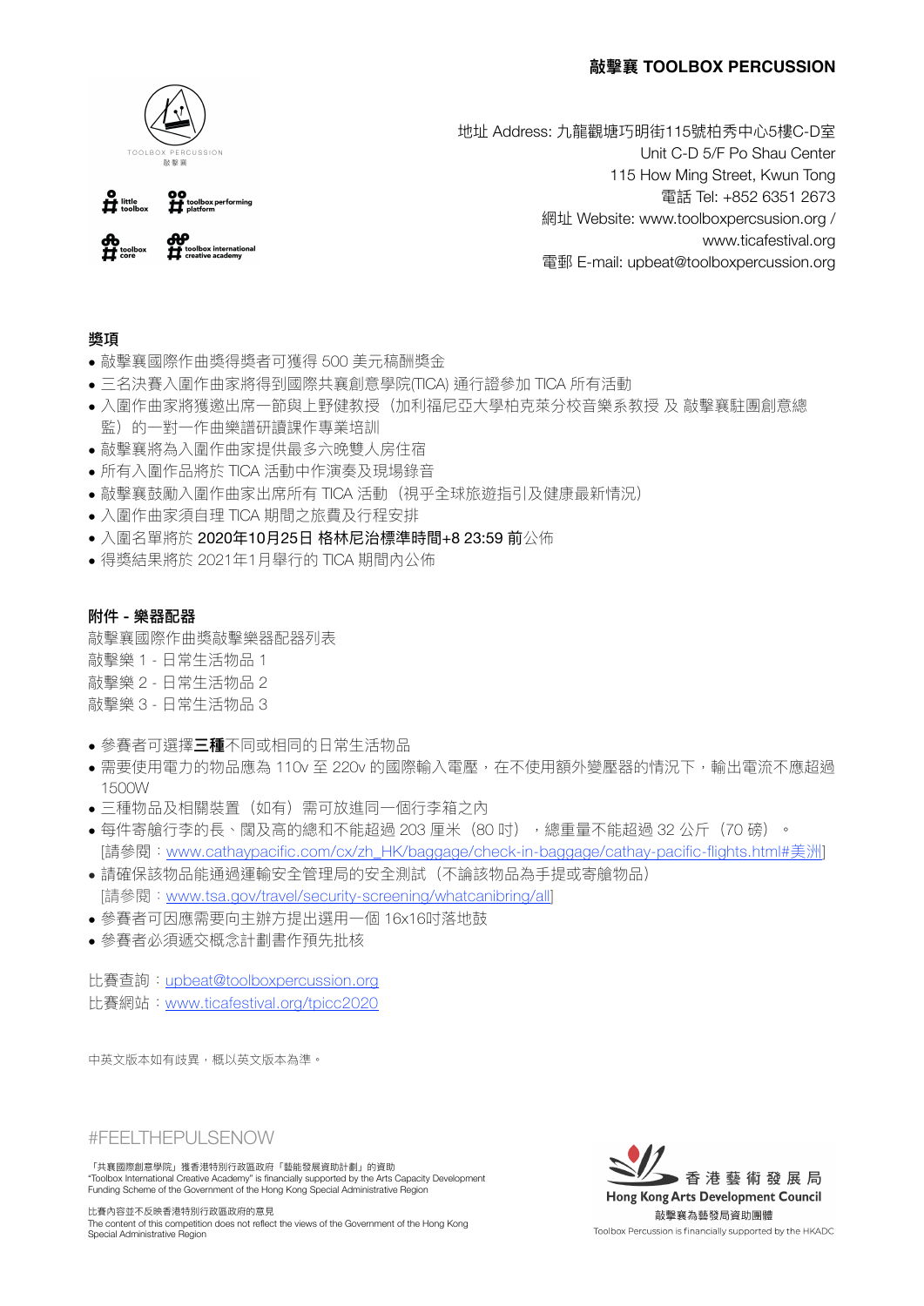**敲擊襄 TOOLBOX PERCUSSION**

TOOLBOX PERCUSSION
敲擊襄

little toolbox
toolbox performing platform
toolbox core
toolbox international creative academy

地址 Address: 九龍觀塘巧明街115號柏秀中心5樓C-D室
Unit C-D 5/F Po Shau Center
115 How Ming Street, Kwun Tong
電話 Tel: +852 6351 2673
網址 Website: www.toolboxpercsusion.org / www.ticafestival.org
電郵 E-mail: upbeat@toolboxpercussion.org

## 獎項

- 敲擊襄國際作曲獎得獎者可獲得 500 美元稿酬獎金
- 三名決賽入圍作曲家將得到國際共襄創意學院(TICA) 通行證參加 TICA 所有活動
- 入圍作曲家將獲邀出席一節與上野健教授（加利福尼亞大學柏克萊分校音樂系教授 及 敲擊襄駐團創意總監）的一對一作曲樂譜研讀課作專業培訓
- 敲擊襄將為入圍作曲家提供最多六晚雙人房住宿
- 所有入圍作品將於 TICA 活動中作演奏及現場錄音
- 敲擊襄鼓勵入圍作曲家出席所有 TICA 活動（視乎全球旅遊指引及健康最新情況）
- 入圍作曲家須自理 TICA 期間之旅費及行程安排
- 入圍名單將於 **2020年10月25日 格林尼治標準時間+8 23:59 前**公佈
- 得獎結果將於 2021年1月舉行的 TICA 期間內公佈

## 附件 - 樂器配器

敲擊襄國際作曲獎敲擊樂器配器列表
敲擊樂 1 - 日常生活物品 1
敲擊樂 2 - 日常生活物品 2
敲擊樂 3 - 日常生活物品 3

- 參賽者可選擇**三種**不同或相同的日常生活物品
- 需要使用電力的物品應為 110v 至 220v 的國際輸入電壓，在不使用額外變壓器的情況下，輸出電流不應超過 1500W
- 三種物品及相關裝置（如有）需可放進同一個行李箱之內
- 每件寄艙行李的長、闊及高的總和不能超過 203 厘米（80 吋），總重量不能超過 32 公斤（70 磅）。
  [請參閱：www.cathaypacific.com/cx/zh_HK/baggage/check-in-baggage/cathay-pacific-flights.html#美洲]
- 請確保該物品能通過運輸安全管理局的安全測試（不論該物品為手提或寄艙物品）
  [請參閱：www.tsa.gov/travel/security-screening/whatcanibring/all]
- 參賽者可因應需要向主辦方提出選用一個 16x16吋落地鼓
- 參賽者必須遞交概念計劃書作預先批核

比賽查詢：upbeat@toolboxpercussion.org
比賽網站：www.ticafestival.org/tpicc2020

中英文版本如有歧異，概以英文版本為準。

#FEELTHEPULSENOW

「共襄國際創意學院」獲香港特別行政區政府「藝能發展資助計劃」的資助
"Toolbox International Creative Academy" is financially supported by the Arts Capacity Development Funding Scheme of the Government of the Hong Kong Special Administrative Region

比賽內容並不反映香港特別行政區政府的意見
The content of this competition does not reflect the views of the Government of the Hong Kong Special Administrative Region

香港藝術發展局
Hong Kong Arts Development Council
敲擊襄為藝發局資助團體
Toolbox Percussion is financially supported by the HKADC